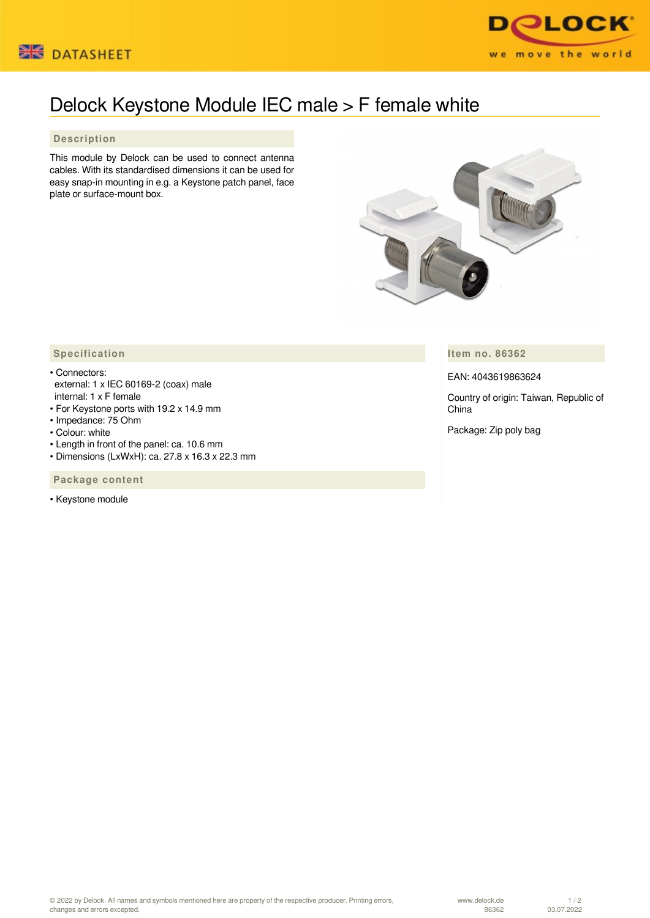# Delock Keystone Module IEC male > F female white

## Description

This module by Delock can be used to connect antenna cables. With its standardised dimensions it can be used for easy snap-in mounting in e.g. a Keystone patch panel, face plate or surface-mount box.

## Specification

- Connectors:
  external: 1 x IEC 60169-2 (coax) male
  internal: 1 x F female
- For Keystone ports with 19.2 x 14.9 mm
- Impedance: 75 Ohm
- Colour: white
- Length in front of the panel: ca. 10.6 mm
- Dimensions (LxWxH): ca. 27.8 x 16.3 x 22.3 mm

## Package content

- Keystone module

## Item no. 86362

EAN: 4043619863624

Country of origin: Taiwan, Republic of China

Package: Zip poly bag

© 2022 by Delock. All names and symbols mentioned here are property of the respective producer. Printing errors, changes and errors excepted.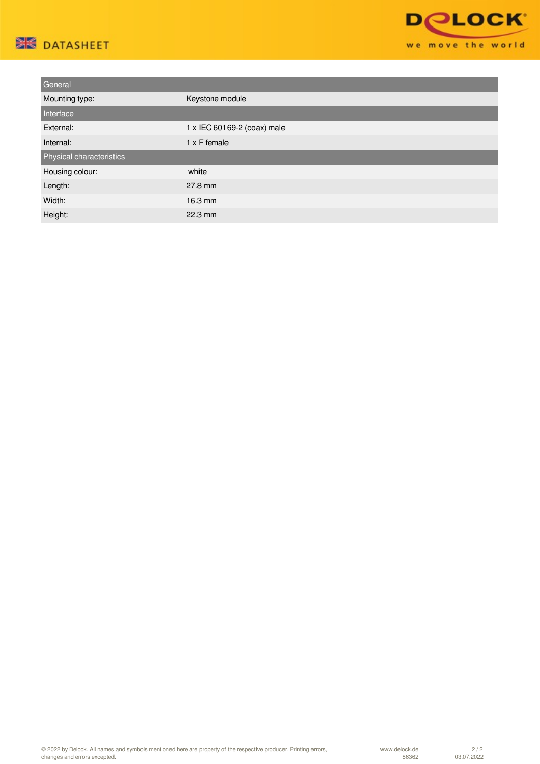| | |
|---|---|
| **General** | |
| Mounting type: | Keystone module |
| **Interface** | |
| External: | 1 x IEC 60169-2 (coax) male |
| Internal: | 1 x F female |
| **Physical characteristics** | |
| Housing colour: | white |
| Length: | 27.8 mm |
| Width: | 16.3 mm |
| Height: | 22.3 mm |

© 2022 by Delock. All names and symbols mentioned here are property of the respective producer. Printing errors, changes and errors excepted.

www.delock.de
86362
03.07.2022